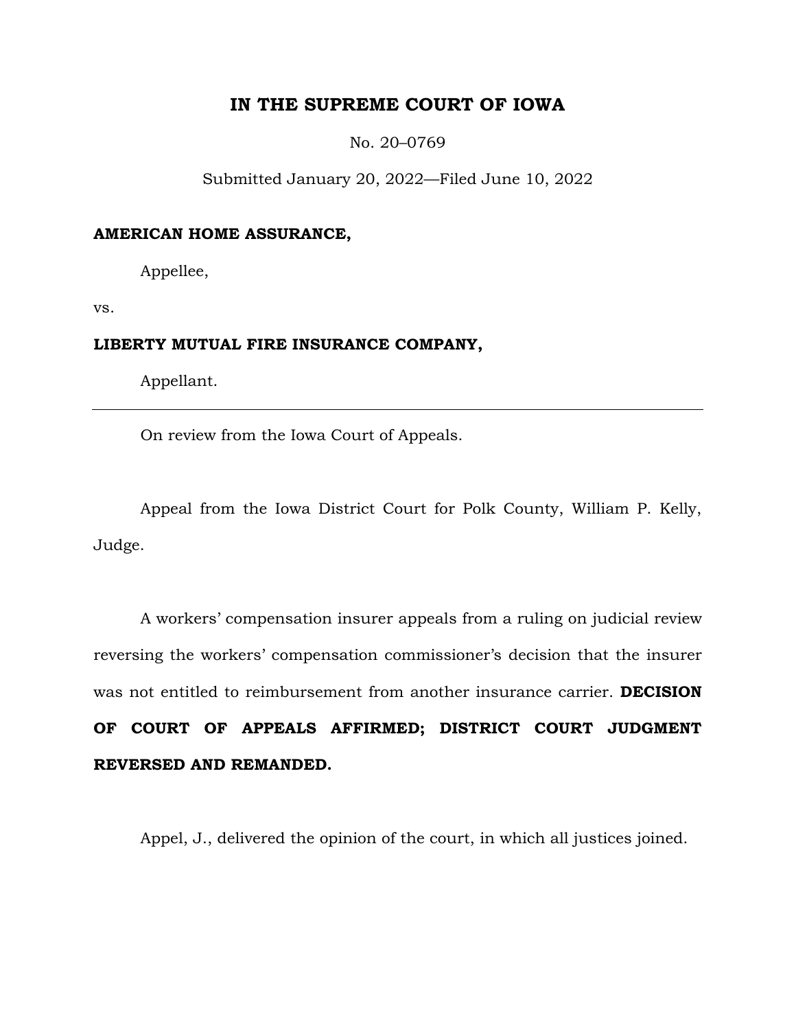# IN THE SUPREME COURT OF IOWA

No. 20–0769

Submitted January 20, 2022—Filed June 10, 2022

**AMERICAN HOME ASSURANCE,**

Appellee,

vs.

**LIBERTY MUTUAL FIRE INSURANCE COMPANY,**

Appellant.

---

On review from the Iowa Court of Appeals.

Appeal from the Iowa District Court for Polk County, William P. Kelly, Judge.

A workers' compensation insurer appeals from a ruling on judicial review reversing the workers' compensation commissioner's decision that the insurer was not entitled to reimbursement from another insurance carrier. **DECISION OF COURT OF APPEALS AFFIRMED; DISTRICT COURT JUDGMENT REVERSED AND REMANDED.**

Appel, J., delivered the opinion of the court, in which all justices joined.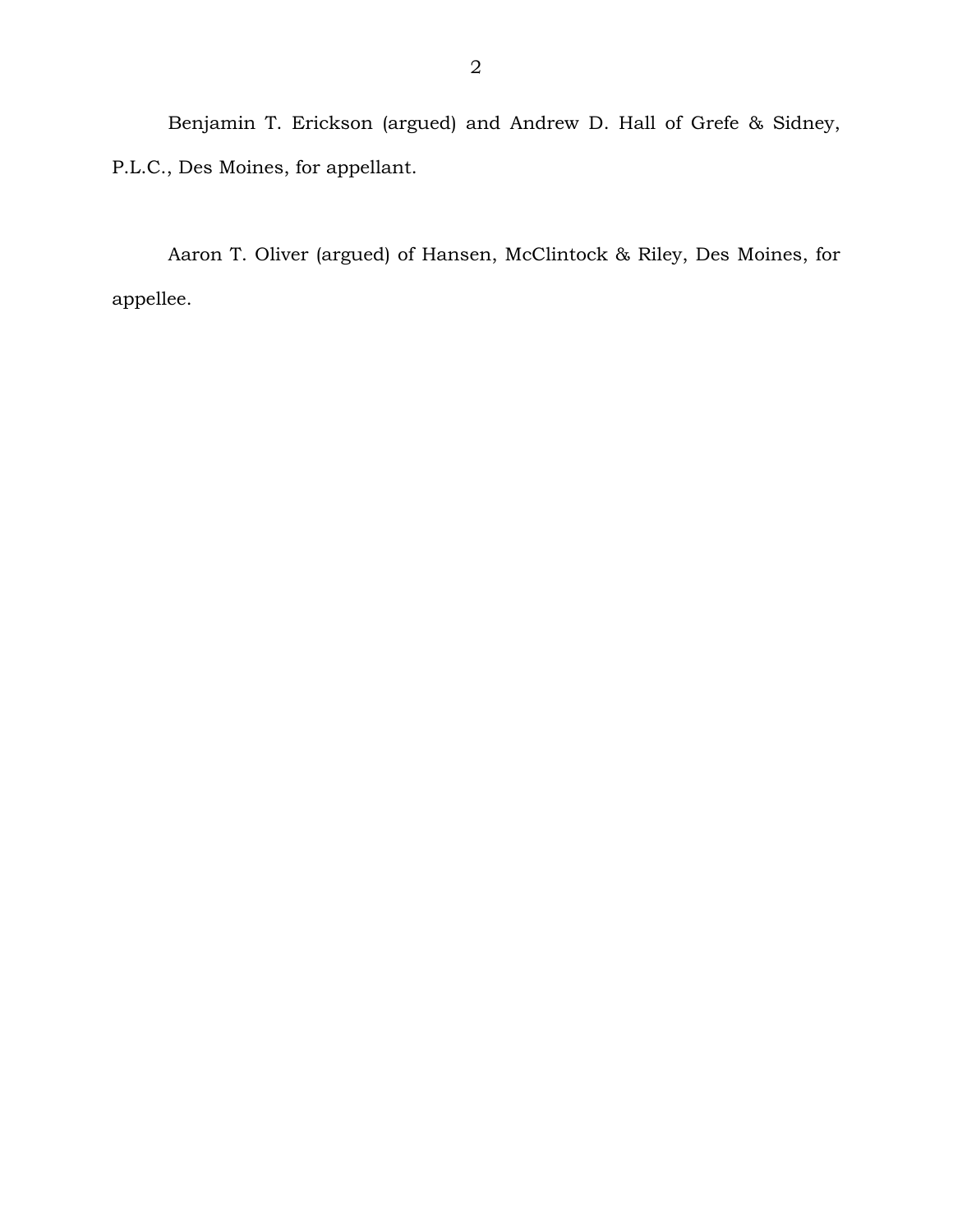Benjamin T. Erickson (argued) and Andrew D. Hall of Grefe & Sidney, P.L.C., Des Moines, for appellant.

Aaron T. Oliver (argued) of Hansen, McClintock & Riley, Des Moines, for appellee.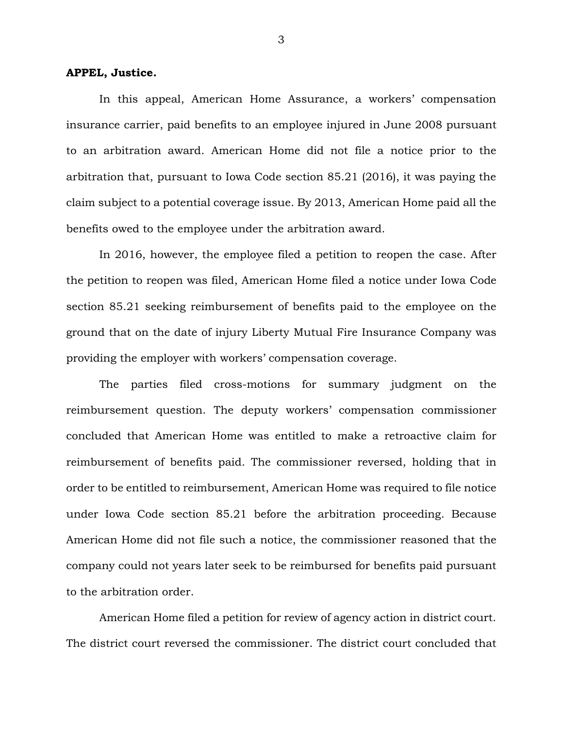**APPEL, Justice.**

In this appeal, American Home Assurance, a workers' compensation insurance carrier, paid benefits to an employee injured in June 2008 pursuant to an arbitration award. American Home did not file a notice prior to the arbitration that, pursuant to Iowa Code section 85.21 (2016), it was paying the claim subject to a potential coverage issue. By 2013, American Home paid all the benefits owed to the employee under the arbitration award.

In 2016, however, the employee filed a petition to reopen the case. After the petition to reopen was filed, American Home filed a notice under Iowa Code section 85.21 seeking reimbursement of benefits paid to the employee on the ground that on the date of injury Liberty Mutual Fire Insurance Company was providing the employer with workers' compensation coverage.

The parties filed cross-motions for summary judgment on the reimbursement question. The deputy workers' compensation commissioner concluded that American Home was entitled to make a retroactive claim for reimbursement of benefits paid. The commissioner reversed, holding that in order to be entitled to reimbursement, American Home was required to file notice under Iowa Code section 85.21 before the arbitration proceeding. Because American Home did not file such a notice, the commissioner reasoned that the company could not years later seek to be reimbursed for benefits paid pursuant to the arbitration order.

American Home filed a petition for review of agency action in district court. The district court reversed the commissioner. The district court concluded that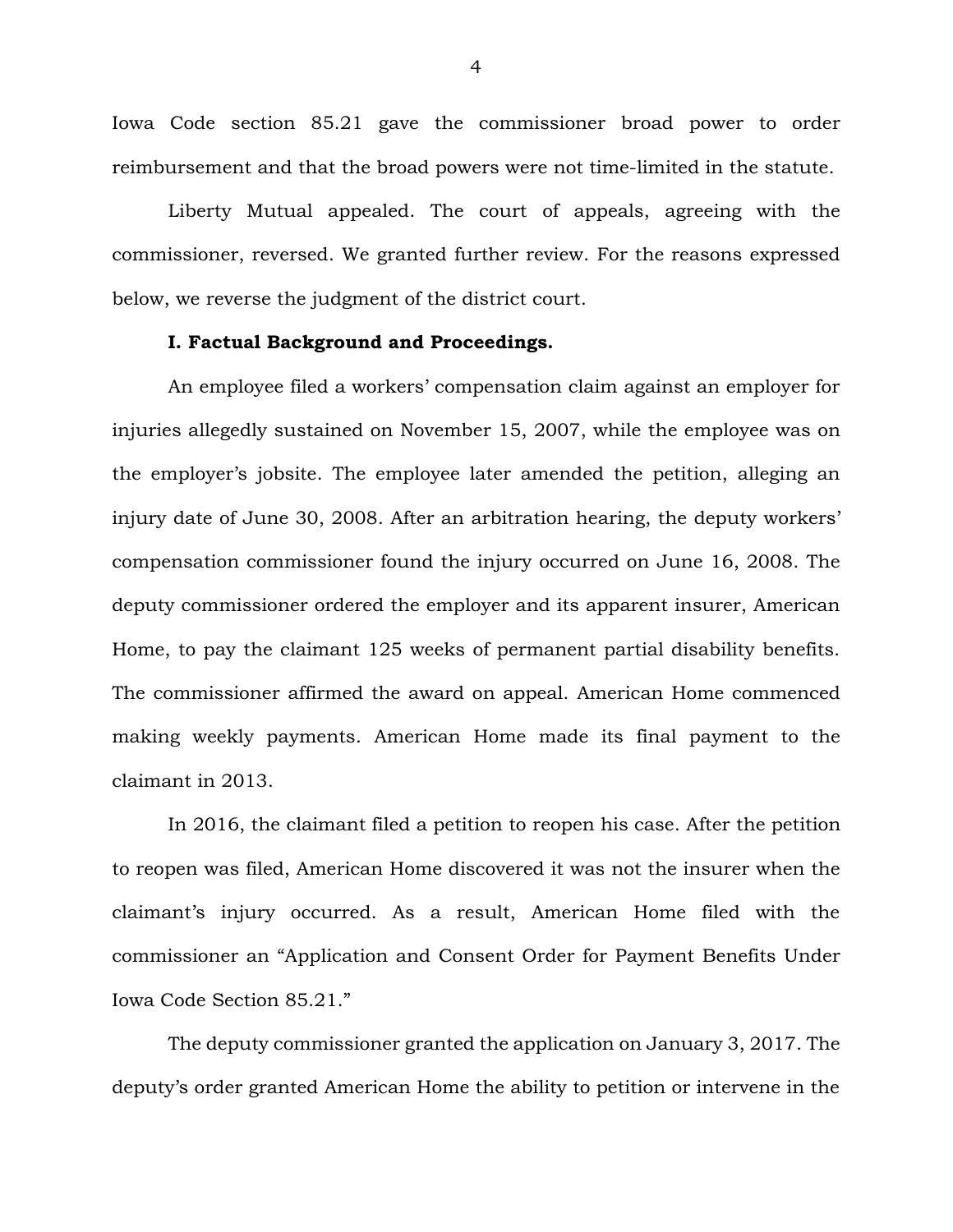Iowa Code section 85.21 gave the commissioner broad power to order reimbursement and that the broad powers were not time-limited in the statute.

Liberty Mutual appealed. The court of appeals, agreeing with the commissioner, reversed. We granted further review. For the reasons expressed below, we reverse the judgment of the district court.

**I. Factual Background and Proceedings.**

An employee filed a workers' compensation claim against an employer for injuries allegedly sustained on November 15, 2007, while the employee was on the employer's jobsite. The employee later amended the petition, alleging an injury date of June 30, 2008. After an arbitration hearing, the deputy workers' compensation commissioner found the injury occurred on June 16, 2008. The deputy commissioner ordered the employer and its apparent insurer, American Home, to pay the claimant 125 weeks of permanent partial disability benefits. The commissioner affirmed the award on appeal. American Home commenced making weekly payments. American Home made its final payment to the claimant in 2013.

In 2016, the claimant filed a petition to reopen his case. After the petition to reopen was filed, American Home discovered it was not the insurer when the claimant's injury occurred. As a result, American Home filed with the commissioner an "Application and Consent Order for Payment Benefits Under Iowa Code Section 85.21."

The deputy commissioner granted the application on January 3, 2017. The deputy's order granted American Home the ability to petition or intervene in the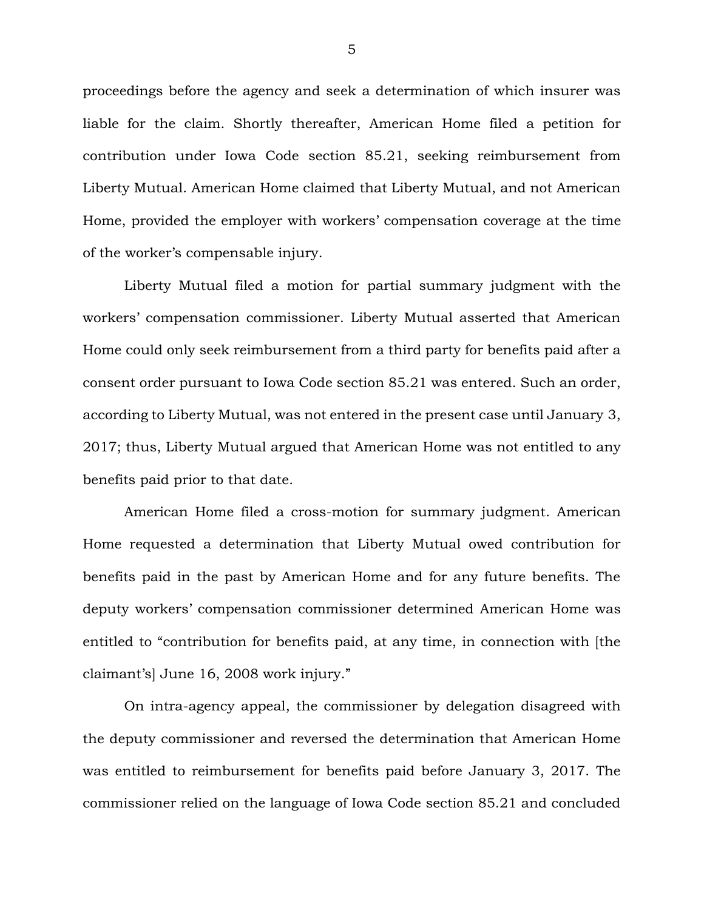proceedings before the agency and seek a determination of which insurer was liable for the claim. Shortly thereafter, American Home filed a petition for contribution under Iowa Code section 85.21, seeking reimbursement from Liberty Mutual. American Home claimed that Liberty Mutual, and not American Home, provided the employer with workers' compensation coverage at the time of the worker's compensable injury.

Liberty Mutual filed a motion for partial summary judgment with the workers' compensation commissioner. Liberty Mutual asserted that American Home could only seek reimbursement from a third party for benefits paid after a consent order pursuant to Iowa Code section 85.21 was entered. Such an order, according to Liberty Mutual, was not entered in the present case until January 3, 2017; thus, Liberty Mutual argued that American Home was not entitled to any benefits paid prior to that date.

American Home filed a cross-motion for summary judgment. American Home requested a determination that Liberty Mutual owed contribution for benefits paid in the past by American Home and for any future benefits. The deputy workers' compensation commissioner determined American Home was entitled to "contribution for benefits paid, at any time, in connection with [the claimant's] June 16, 2008 work injury."

On intra-agency appeal, the commissioner by delegation disagreed with the deputy commissioner and reversed the determination that American Home was entitled to reimbursement for benefits paid before January 3, 2017. The commissioner relied on the language of Iowa Code section 85.21 and concluded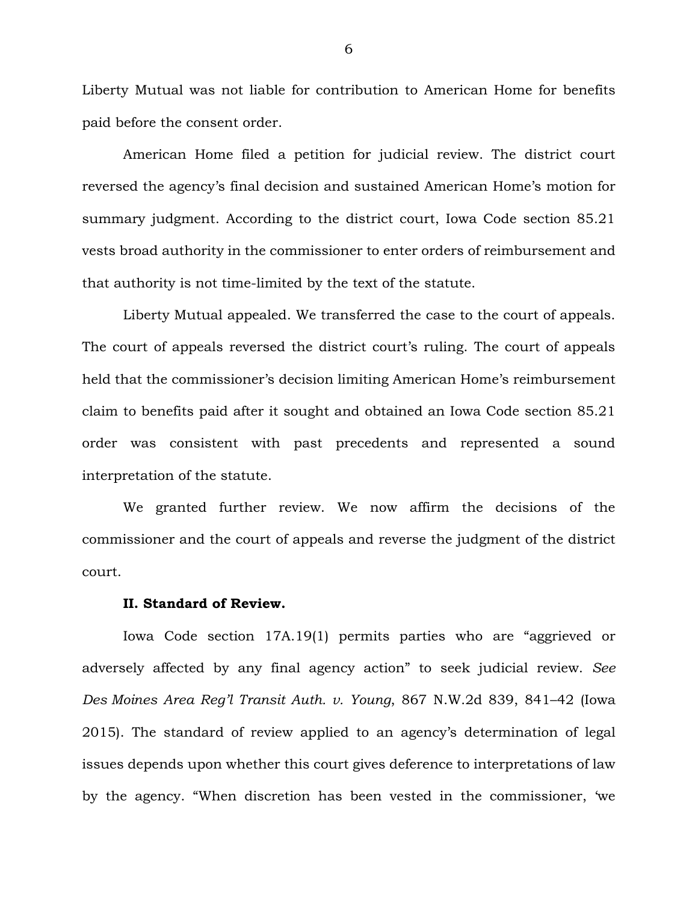Liberty Mutual was not liable for contribution to American Home for benefits paid before the consent order.

American Home filed a petition for judicial review. The district court reversed the agency's final decision and sustained American Home's motion for summary judgment. According to the district court, Iowa Code section 85.21 vests broad authority in the commissioner to enter orders of reimbursement and that authority is not time-limited by the text of the statute.

Liberty Mutual appealed. We transferred the case to the court of appeals. The court of appeals reversed the district court's ruling. The court of appeals held that the commissioner's decision limiting American Home's reimbursement claim to benefits paid after it sought and obtained an Iowa Code section 85.21 order was consistent with past precedents and represented a sound interpretation of the statute.

We granted further review. We now affirm the decisions of the commissioner and the court of appeals and reverse the judgment of the district court.

**II. Standard of Review.**

Iowa Code section 17A.19(1) permits parties who are "aggrieved or adversely affected by any final agency action" to seek judicial review. *See Des Moines Area Reg'l Transit Auth. v. Young*, 867 N.W.2d 839, 841–42 (Iowa 2015). The standard of review applied to an agency's determination of legal issues depends upon whether this court gives deference to interpretations of law by the agency. "When discretion has been vested in the commissioner, 'we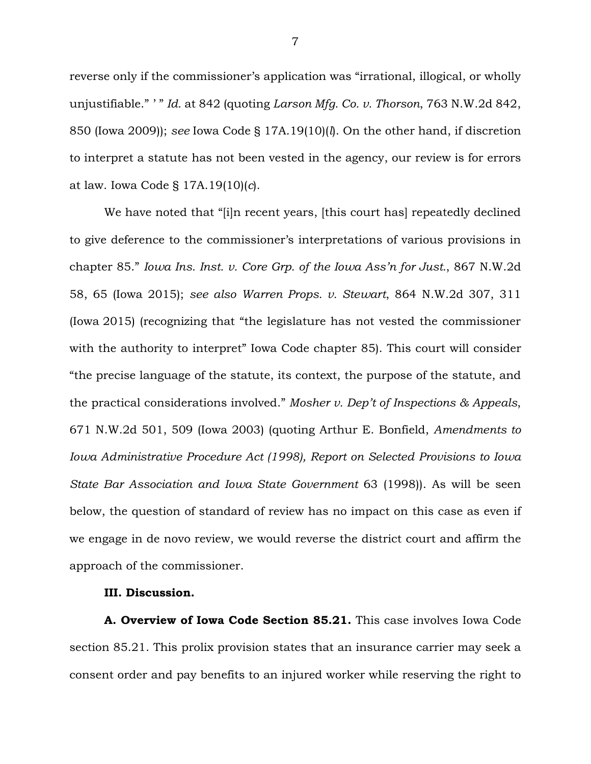reverse only if the commissioner's application was "irrational, illogical, or wholly unjustifiable." ' " *Id.* at 842 (quoting *Larson Mfg. Co. v. Thorson*, 763 N.W.2d 842, 850 (Iowa 2009)); *see* Iowa Code § 17A.19(10)(*l*). On the other hand, if discretion to interpret a statute has not been vested in the agency, our review is for errors at law. Iowa Code § 17A.19(10)(*c*).

We have noted that "[i]n recent years, [this court has] repeatedly declined to give deference to the commissioner's interpretations of various provisions in chapter 85." *Iowa Ins. Inst. v. Core Grp. of the Iowa Ass'n for Just.*, 867 N.W.2d 58, 65 (Iowa 2015); *see also Warren Props. v. Stewart*, 864 N.W.2d 307, 311 (Iowa 2015) (recognizing that "the legislature has not vested the commissioner with the authority to interpret" Iowa Code chapter 85). This court will consider "the precise language of the statute, its context, the purpose of the statute, and the practical considerations involved." *Mosher v. Dep't of Inspections & Appeals*, 671 N.W.2d 501, 509 (Iowa 2003) (quoting Arthur E. Bonfield, *Amendments to Iowa Administrative Procedure Act (1998), Report on Selected Provisions to Iowa State Bar Association and Iowa State Government* 63 (1998)). As will be seen below, the question of standard of review has no impact on this case as even if we engage in de novo review, we would reverse the district court and affirm the approach of the commissioner.

### III. Discussion.

**A. Overview of Iowa Code Section 85.21.** This case involves Iowa Code section 85.21. This prolix provision states that an insurance carrier may seek a consent order and pay benefits to an injured worker while reserving the right to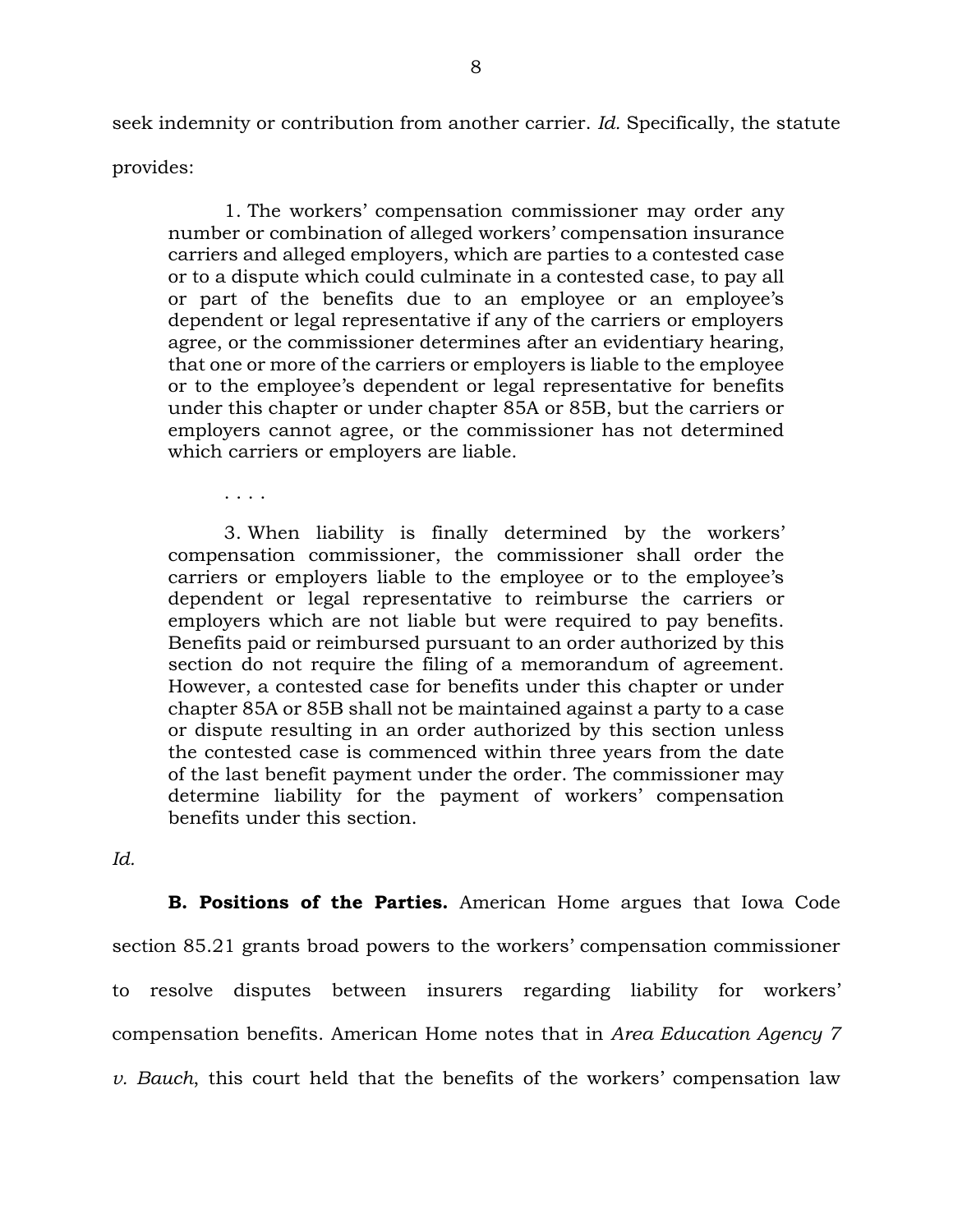seek indemnity or contribution from another carrier. *Id.* Specifically, the statute provides:

> 1. The workers' compensation commissioner may order any number or combination of alleged workers' compensation insurance carriers and alleged employers, which are parties to a contested case or to a dispute which could culminate in a contested case, to pay all or part of the benefits due to an employee or an employee's dependent or legal representative if any of the carriers or employers agree, or the commissioner determines after an evidentiary hearing, that one or more of the carriers or employers is liable to the employee or to the employee's dependent or legal representative for benefits under this chapter or under chapter 85A or 85B, but the carriers or employers cannot agree, or the commissioner has not determined which carriers or employers are liable.
>
> . . . .
>
> 3. When liability is finally determined by the workers' compensation commissioner, the commissioner shall order the carriers or employers liable to the employee or to the employee's dependent or legal representative to reimburse the carriers or employers which are not liable but were required to pay benefits. Benefits paid or reimbursed pursuant to an order authorized by this section do not require the filing of a memorandum of agreement. However, a contested case for benefits under this chapter or under chapter 85A or 85B shall not be maintained against a party to a case or dispute resulting in an order authorized by this section unless the contested case is commenced within three years from the date of the last benefit payment under the order. The commissioner may determine liability for the payment of workers' compensation benefits under this section.

*Id.*

**B. Positions of the Parties.** American Home argues that Iowa Code section 85.21 grants broad powers to the workers' compensation commissioner to resolve disputes between insurers regarding liability for workers' compensation benefits. American Home notes that in *Area Education Agency 7 v. Bauch*, this court held that the benefits of the workers' compensation law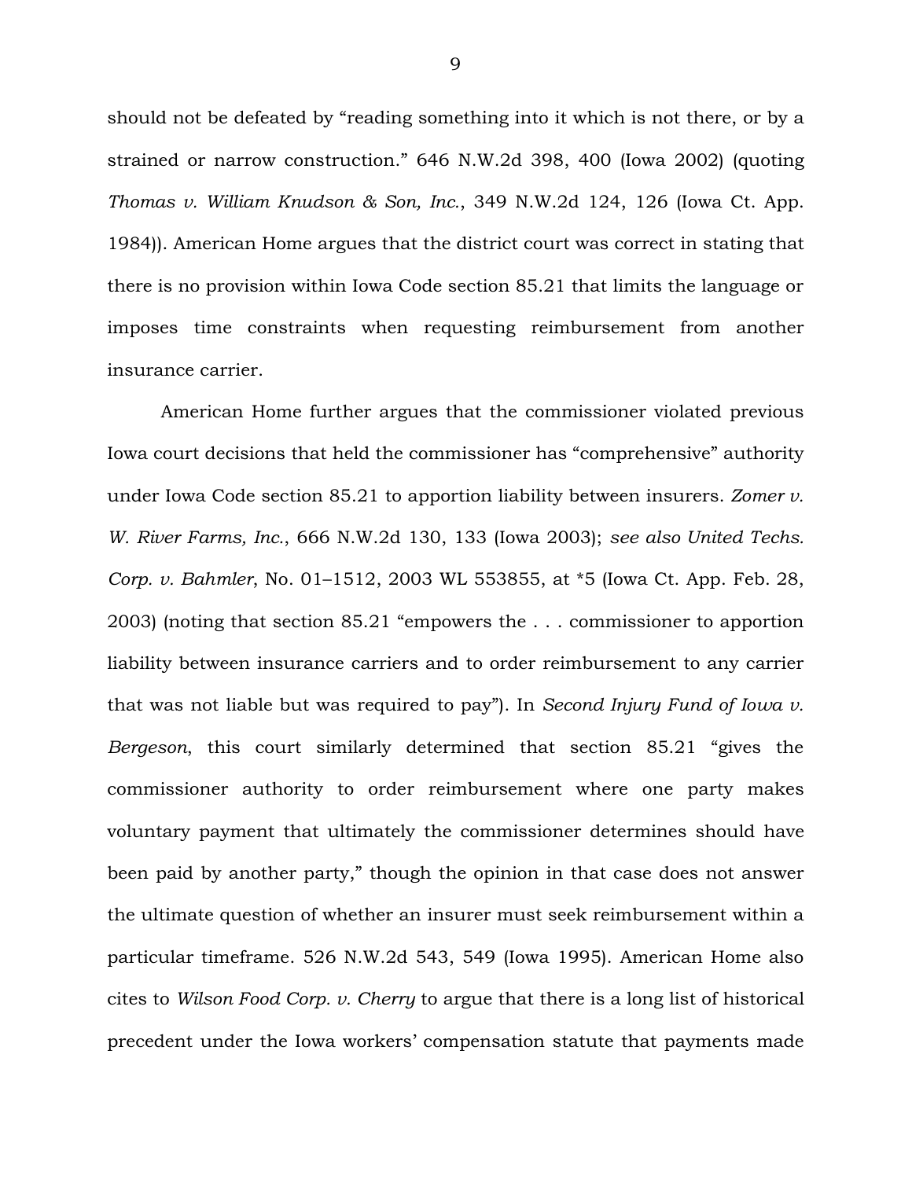should not be defeated by "reading something into it which is not there, or by a strained or narrow construction." 646 N.W.2d 398, 400 (Iowa 2002) (quoting *Thomas v. William Knudson & Son, Inc.*, 349 N.W.2d 124, 126 (Iowa Ct. App. 1984)). American Home argues that the district court was correct in stating that there is no provision within Iowa Code section 85.21 that limits the language or imposes time constraints when requesting reimbursement from another insurance carrier.

American Home further argues that the commissioner violated previous Iowa court decisions that held the commissioner has "comprehensive" authority under Iowa Code section 85.21 to apportion liability between insurers. *Zomer v. W. River Farms, Inc.*, 666 N.W.2d 130, 133 (Iowa 2003); *see also United Techs. Corp. v. Bahmler*, No. 01–1512, 2003 WL 553855, at *5 (Iowa Ct. App. Feb. 28, 2003) (noting that section 85.21 "empowers the . . . commissioner to apportion liability between insurance carriers and to order reimbursement to any carrier that was not liable but was required to pay"). In *Second Injury Fund of Iowa v. Bergeson*, this court similarly determined that section 85.21 "gives the commissioner authority to order reimbursement where one party makes voluntary payment that ultimately the commissioner determines should have been paid by another party," though the opinion in that case does not answer the ultimate question of whether an insurer must seek reimbursement within a particular timeframe. 526 N.W.2d 543, 549 (Iowa 1995). American Home also cites to *Wilson Food Corp. v. Cherry* to argue that there is a long list of historical precedent under the Iowa workers' compensation statute that payments made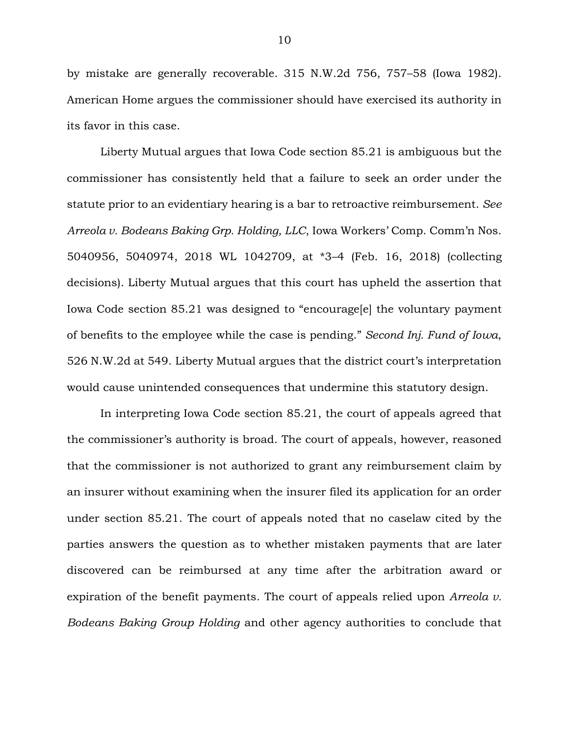by mistake are generally recoverable. 315 N.W.2d 756, 757–58 (Iowa 1982). American Home argues the commissioner should have exercised its authority in its favor in this case.

Liberty Mutual argues that Iowa Code section 85.21 is ambiguous but the commissioner has consistently held that a failure to seek an order under the statute prior to an evidentiary hearing is a bar to retroactive reimbursement. *See Arreola v. Bodeans Baking Grp. Holding, LLC*, Iowa Workers' Comp. Comm'n Nos. 5040956, 5040974, 2018 WL 1042709, at *3–4 (Feb. 16, 2018) (collecting decisions). Liberty Mutual argues that this court has upheld the assertion that Iowa Code section 85.21 was designed to "encourage[e] the voluntary payment of benefits to the employee while the case is pending." *Second Inj. Fund of Iowa*, 526 N.W.2d at 549. Liberty Mutual argues that the district court's interpretation would cause unintended consequences that undermine this statutory design.

In interpreting Iowa Code section 85.21, the court of appeals agreed that the commissioner's authority is broad. The court of appeals, however, reasoned that the commissioner is not authorized to grant any reimbursement claim by an insurer without examining when the insurer filed its application for an order under section 85.21. The court of appeals noted that no caselaw cited by the parties answers the question as to whether mistaken payments that are later discovered can be reimbursed at any time after the arbitration award or expiration of the benefit payments. The court of appeals relied upon *Arreola v. Bodeans Baking Group Holding* and other agency authorities to conclude that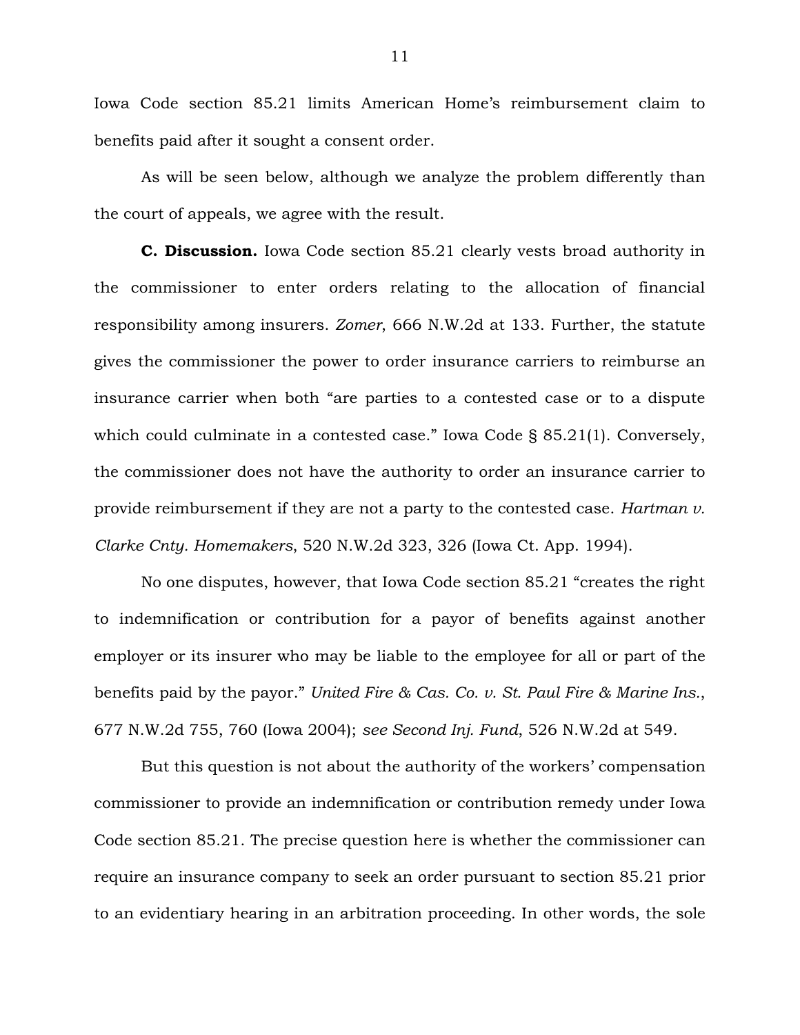Iowa Code section 85.21 limits American Home's reimbursement claim to benefits paid after it sought a consent order.

As will be seen below, although we analyze the problem differently than the court of appeals, we agree with the result.

**C. Discussion.** Iowa Code section 85.21 clearly vests broad authority in the commissioner to enter orders relating to the allocation of financial responsibility among insurers. *Zomer*, 666 N.W.2d at 133. Further, the statute gives the commissioner the power to order insurance carriers to reimburse an insurance carrier when both "are parties to a contested case or to a dispute which could culminate in a contested case." Iowa Code § 85.21(1). Conversely, the commissioner does not have the authority to order an insurance carrier to provide reimbursement if they are not a party to the contested case. *Hartman v. Clarke Cnty. Homemakers*, 520 N.W.2d 323, 326 (Iowa Ct. App. 1994).

No one disputes, however, that Iowa Code section 85.21 "creates the right to indemnification or contribution for a payor of benefits against another employer or its insurer who may be liable to the employee for all or part of the benefits paid by the payor." *United Fire & Cas. Co. v. St. Paul Fire & Marine Ins.*, 677 N.W.2d 755, 760 (Iowa 2004); *see Second Inj. Fund*, 526 N.W.2d at 549.

But this question is not about the authority of the workers' compensation commissioner to provide an indemnification or contribution remedy under Iowa Code section 85.21. The precise question here is whether the commissioner can require an insurance company to seek an order pursuant to section 85.21 prior to an evidentiary hearing in an arbitration proceeding. In other words, the sole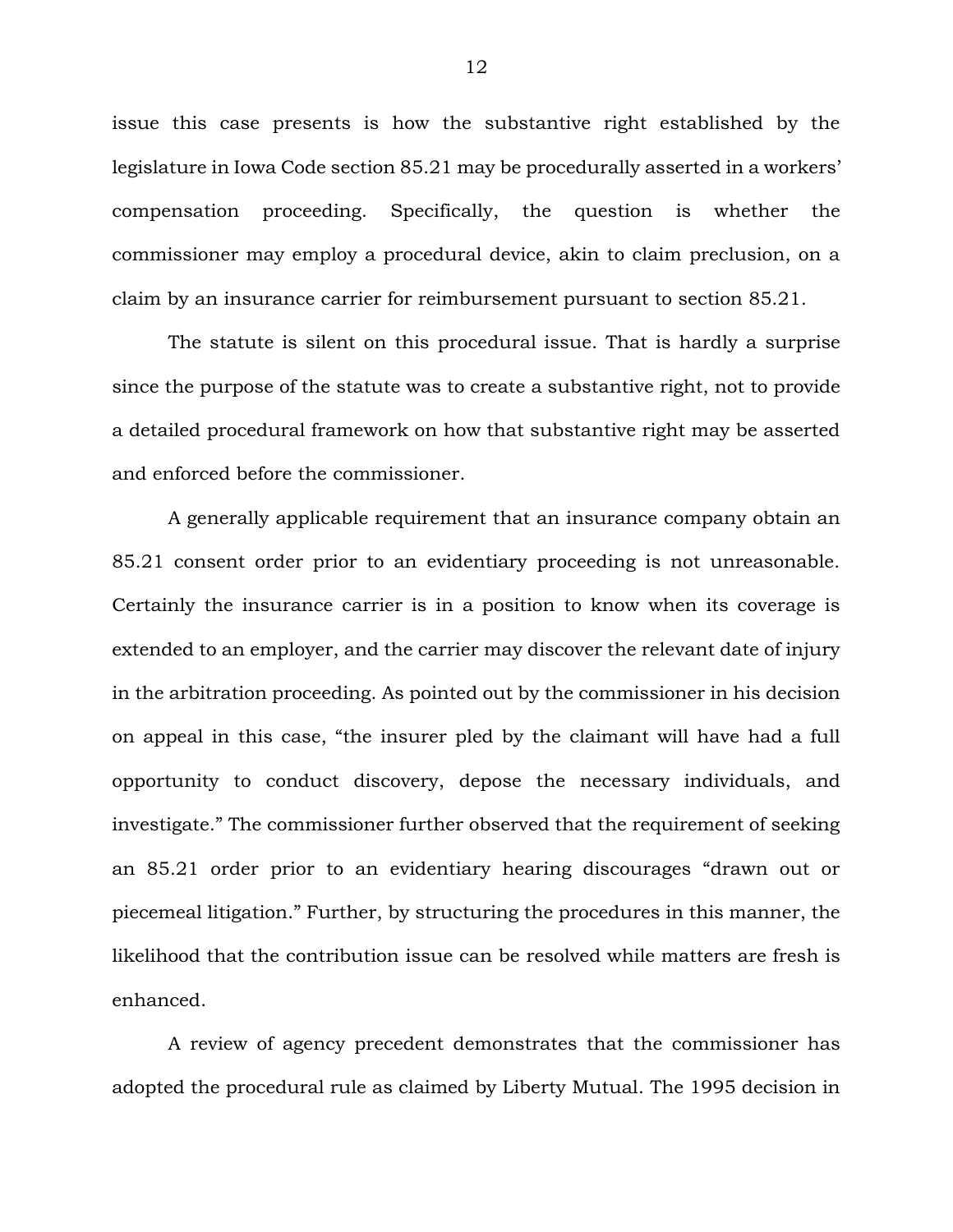issue this case presents is how the substantive right established by the legislature in Iowa Code section 85.21 may be procedurally asserted in a workers' compensation proceeding. Specifically, the question is whether the commissioner may employ a procedural device, akin to claim preclusion, on a claim by an insurance carrier for reimbursement pursuant to section 85.21.

The statute is silent on this procedural issue. That is hardly a surprise since the purpose of the statute was to create a substantive right, not to provide a detailed procedural framework on how that substantive right may be asserted and enforced before the commissioner.

A generally applicable requirement that an insurance company obtain an 85.21 consent order prior to an evidentiary proceeding is not unreasonable. Certainly the insurance carrier is in a position to know when its coverage is extended to an employer, and the carrier may discover the relevant date of injury in the arbitration proceeding. As pointed out by the commissioner in his decision on appeal in this case, "the insurer pled by the claimant will have had a full opportunity to conduct discovery, depose the necessary individuals, and investigate." The commissioner further observed that the requirement of seeking an 85.21 order prior to an evidentiary hearing discourages "drawn out or piecemeal litigation." Further, by structuring the procedures in this manner, the likelihood that the contribution issue can be resolved while matters are fresh is enhanced.

A review of agency precedent demonstrates that the commissioner has adopted the procedural rule as claimed by Liberty Mutual. The 1995 decision in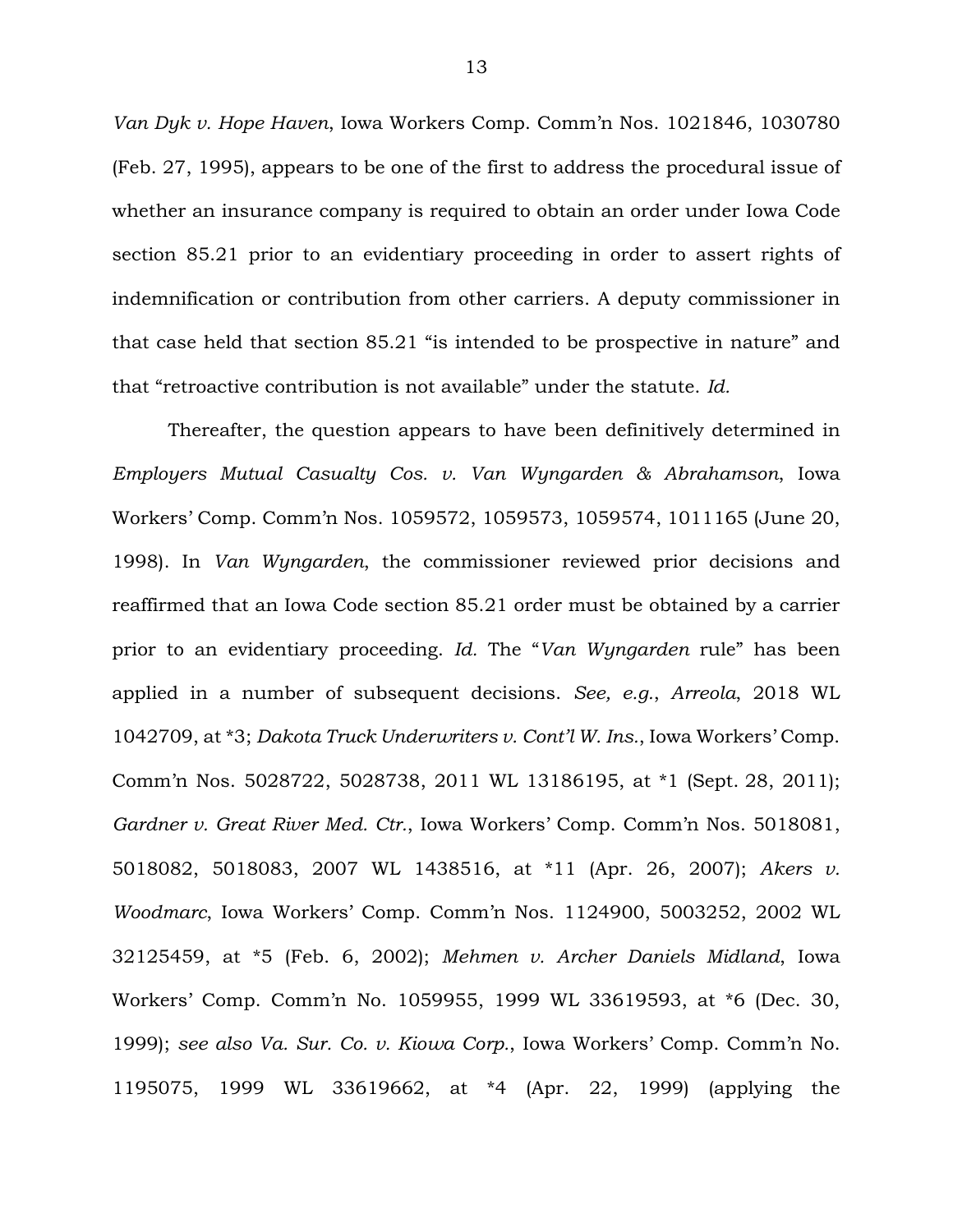*Van Dyk v. Hope Haven*, Iowa Workers Comp. Comm'n Nos. 1021846, 1030780 (Feb. 27, 1995), appears to be one of the first to address the procedural issue of whether an insurance company is required to obtain an order under Iowa Code section 85.21 prior to an evidentiary proceeding in order to assert rights of indemnification or contribution from other carriers. A deputy commissioner in that case held that section 85.21 "is intended to be prospective in nature" and that "retroactive contribution is not available" under the statute. *Id.*

Thereafter, the question appears to have been definitively determined in *Employers Mutual Casualty Cos. v. Van Wyngarden & Abrahamson*, Iowa Workers' Comp. Comm'n Nos. 1059572, 1059573, 1059574, 1011165 (June 20, 1998). In *Van Wyngarden*, the commissioner reviewed prior decisions and reaffirmed that an Iowa Code section 85.21 order must be obtained by a carrier prior to an evidentiary proceeding. *Id.* The "*Van Wyngarden* rule" has been applied in a number of subsequent decisions. *See, e.g.*, *Arreola*, 2018 WL 1042709, at *3; *Dakota Truck Underwriters v. Cont'l W. Ins.*, Iowa Workers' Comp. Comm'n Nos. 5028722, 5028738, 2011 WL 13186195, at *1 (Sept. 28, 2011); *Gardner v. Great River Med. Ctr.*, Iowa Workers' Comp. Comm'n Nos. 5018081, 5018082, 5018083, 2007 WL 1438516, at *11 (Apr. 26, 2007); *Akers v. Woodmarc*, Iowa Workers' Comp. Comm'n Nos. 1124900, 5003252, 2002 WL 32125459, at *5 (Feb. 6, 2002); *Mehmen v. Archer Daniels Midland*, Iowa Workers' Comp. Comm'n No. 1059955, 1999 WL 33619593, at *6 (Dec. 30, 1999); *see also Va. Sur. Co. v. Kiowa Corp.*, Iowa Workers' Comp. Comm'n No. 1195075, 1999 WL 33619662, at *4 (Apr. 22, 1999) (applying the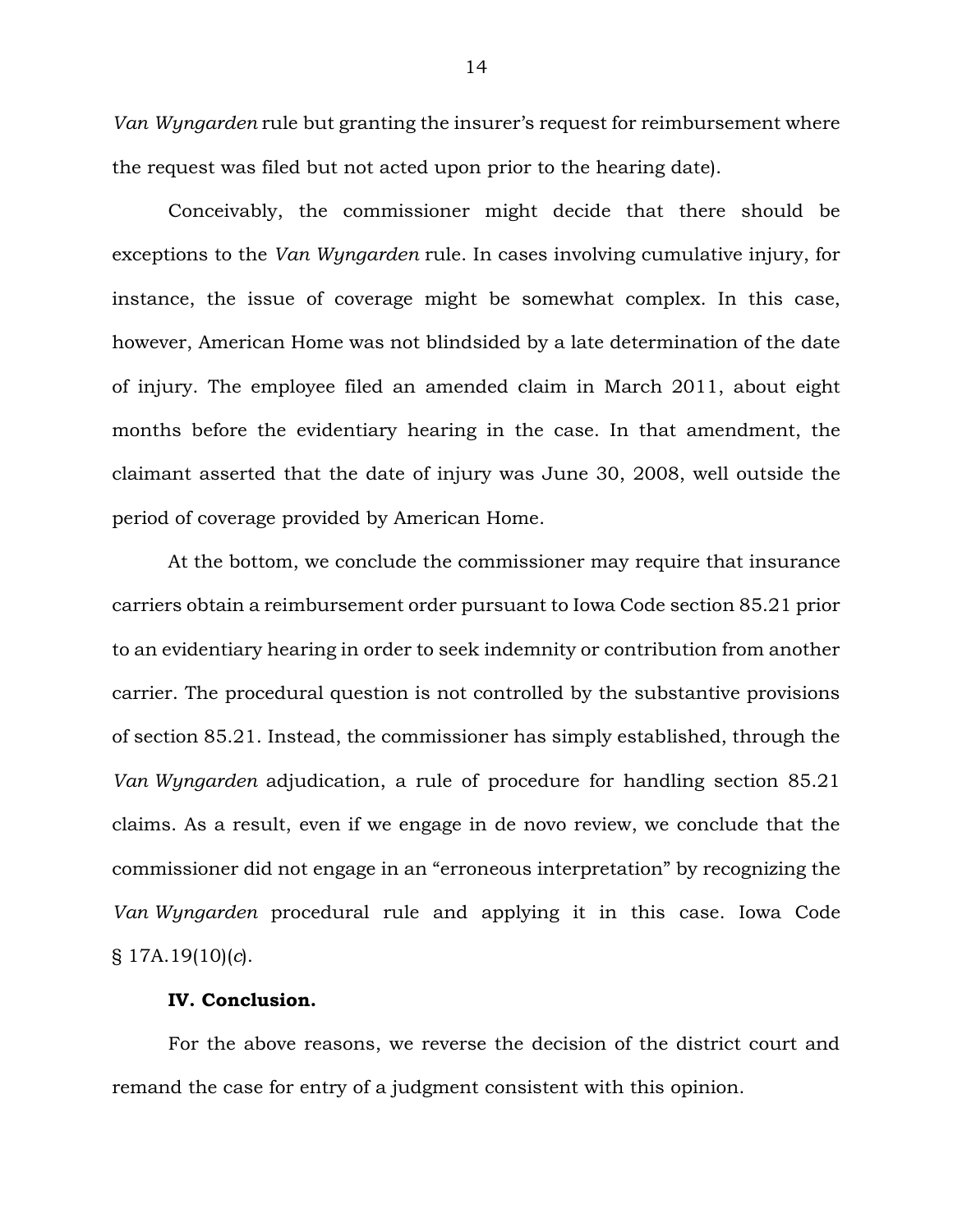*Van Wyngarden* rule but granting the insurer's request for reimbursement where the request was filed but not acted upon prior to the hearing date).

Conceivably, the commissioner might decide that there should be exceptions to the *Van Wyngarden* rule. In cases involving cumulative injury, for instance, the issue of coverage might be somewhat complex. In this case, however, American Home was not blindsided by a late determination of the date of injury. The employee filed an amended claim in March 2011, about eight months before the evidentiary hearing in the case. In that amendment, the claimant asserted that the date of injury was June 30, 2008, well outside the period of coverage provided by American Home.

At the bottom, we conclude the commissioner may require that insurance carriers obtain a reimbursement order pursuant to Iowa Code section 85.21 prior to an evidentiary hearing in order to seek indemnity or contribution from another carrier. The procedural question is not controlled by the substantive provisions of section 85.21. Instead, the commissioner has simply established, through the *Van Wyngarden* adjudication, a rule of procedure for handling section 85.21 claims. As a result, even if we engage in de novo review, we conclude that the commissioner did not engage in an "erroneous interpretation" by recognizing the *Van Wyngarden* procedural rule and applying it in this case. Iowa Code § 17A.19(10)(*c*).

**IV. Conclusion.**

For the above reasons, we reverse the decision of the district court and remand the case for entry of a judgment consistent with this opinion.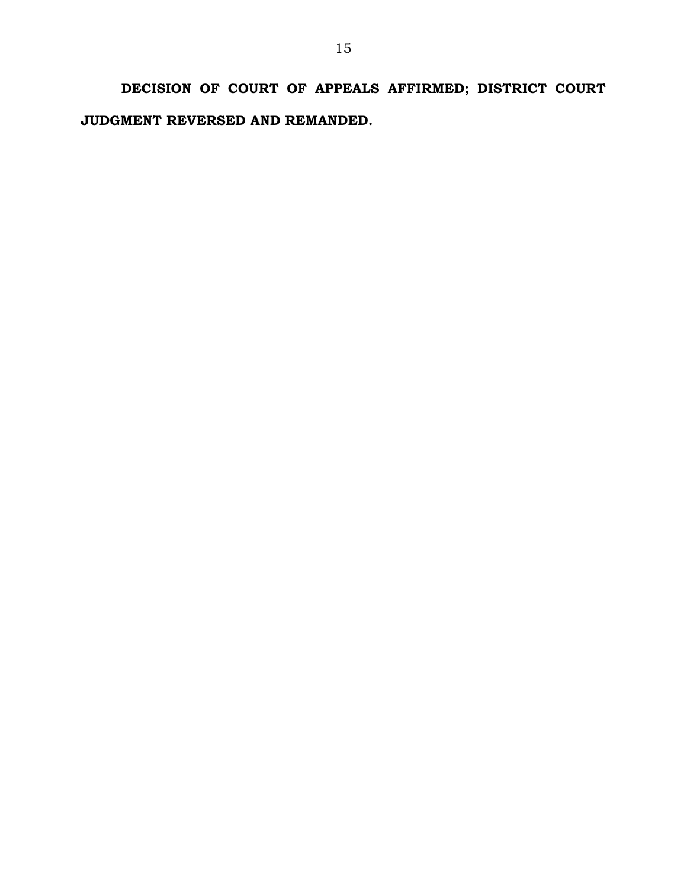**DECISION OF COURT OF APPEALS AFFIRMED; DISTRICT COURT JUDGMENT REVERSED AND REMANDED.**